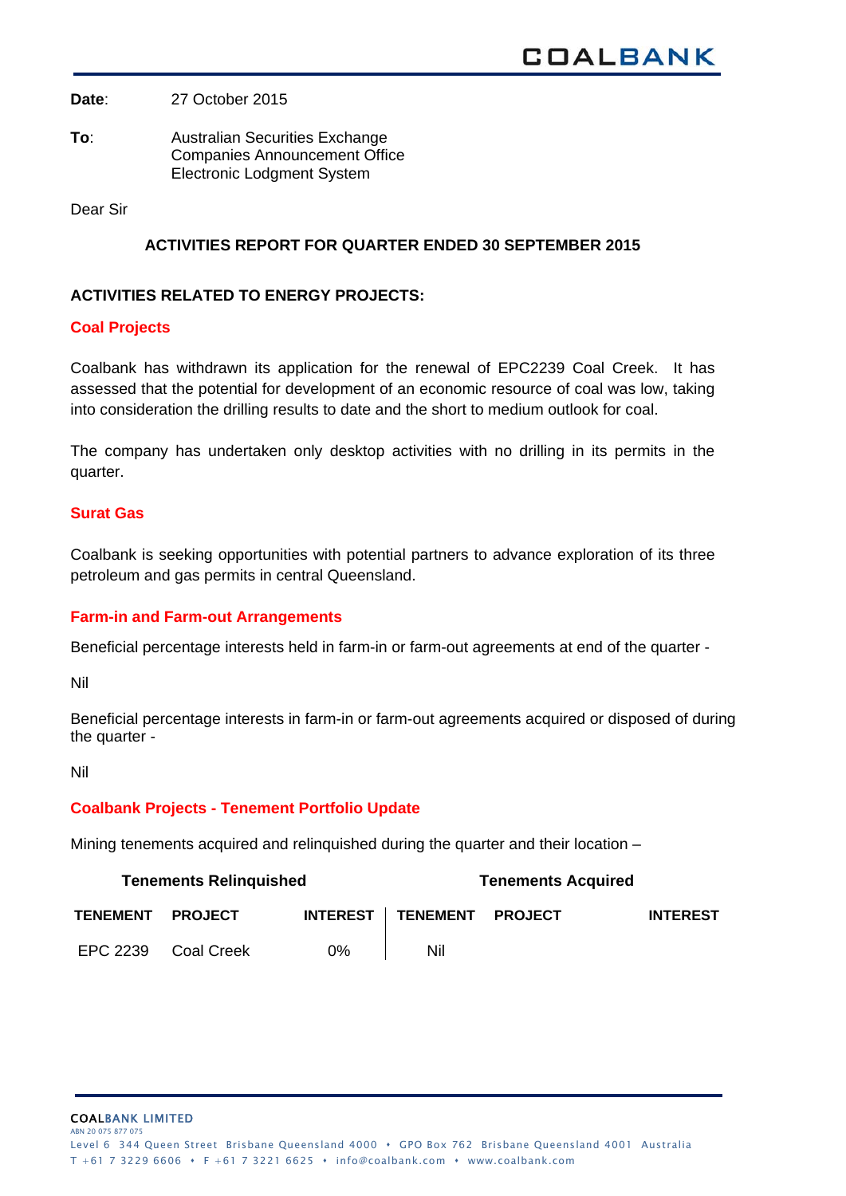COALBANK

**Date**: 27 October 2015

**To**: Australian Securities Exchange
Companies Announcement Office
Electronic Lodgment System

Dear Sir

## ACTIVITIES REPORT FOR QUARTER ENDED 30 SEPTEMBER 2015

### ACTIVITIES RELATED TO ENERGY PROJECTS:

#### Coal Projects

Coalbank has withdrawn its application for the renewal of EPC2239 Coal Creek. It has assessed that the potential for development of an economic resource of coal was low, taking into consideration the drilling results to date and the short to medium outlook for coal.

The company has undertaken only desktop activities with no drilling in its permits in the quarter.

#### Surat Gas

Coalbank is seeking opportunities with potential partners to advance exploration of its three petroleum and gas permits in central Queensland.

#### Farm-in and Farm-out Arrangements

Beneficial percentage interests held in farm-in or farm-out agreements at end of the quarter -

Nil

Beneficial percentage interests in farm-in or farm-out agreements acquired or disposed of during the quarter -

Nil

#### Coalbank Projects - Tenement Portfolio Update

Mining tenements acquired and relinquished during the quarter and their location –

| Tenements Relinquished | | | Tenements Acquired | | |
|---|---|---|---|---|---|
| **TENEMENT** | **PROJECT** | **INTEREST** | **TENEMENT** | **PROJECT** | **INTEREST** |
| EPC 2239 | Coal Creek | 0% | Nil | | |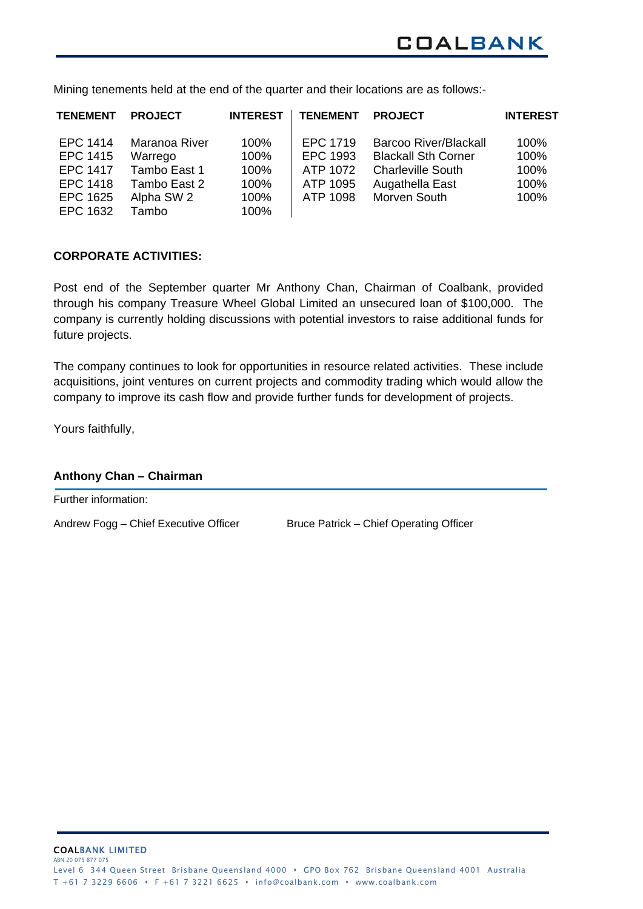Mining tenements held at the end of the quarter and their locations are as follows:-

| TENEMENT | PROJECT | INTEREST | TENEMENT | PROJECT | INTEREST |
|---|---|---|---|---|---|
| EPC 1414 | Maranoa River | 100% | EPC 1719 | Barcoo River/Blackall | 100% |
| EPC 1415 | Warrego | 100% | EPC 1993 | Blackall Sth Corner | 100% |
| EPC 1417 | Tambo East 1 | 100% | ATP 1072 | Charleville South | 100% |
| EPC 1418 | Tambo East 2 | 100% | ATP 1095 | Augathella East | 100% |
| EPC 1625 | Alpha SW 2 | 100% | ATP 1098 | Morven South | 100% |
| EPC 1632 | Tambo | 100% | | | |

**CORPORATE ACTIVITIES:**

Post end of the September quarter Mr Anthony Chan, Chairman of Coalbank, provided through his company Treasure Wheel Global Limited an unsecured loan of $100,000. The company is currently holding discussions with potential investors to raise additional funds for future projects.

The company continues to look for opportunities in resource related activities. These include acquisitions, joint ventures on current projects and commodity trading which would allow the company to improve its cash flow and provide further funds for development of projects.

Yours faithfully,

**Anthony Chan – Chairman**

Further information:

Andrew Fogg – Chief Executive Officer

Bruce Patrick – Chief Operating Officer

COALBANK LIMITED
ABN 20 075 877 075
Level 6 344 Queen Street Brisbane Queensland 4000 • GPO Box 762 Brisbane Queensland 4001 Australia
T +61 7 3229 6606 • F +61 7 3221 6625 • info@coalbank.com • www.coalbank.com